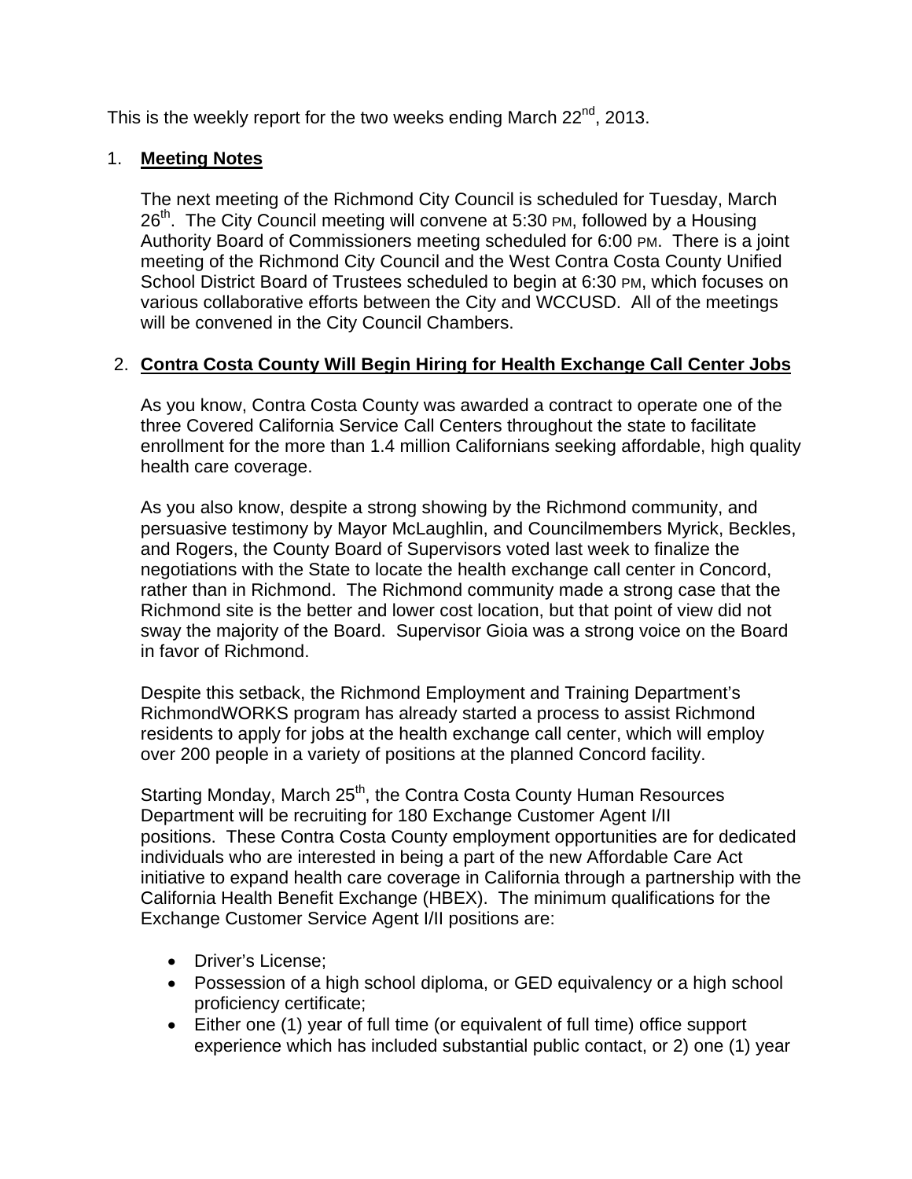This is the weekly report for the two weeks ending March 22nd, 2013.

1. **Meeting Notes**

   The next meeting of the Richmond City Council is scheduled for Tuesday, March 26th. The City Council meeting will convene at 5:30 PM, followed by a Housing Authority Board of Commissioners meeting scheduled for 6:00 PM. There is a joint meeting of the Richmond City Council and the West Contra Costa County Unified School District Board of Trustees scheduled to begin at 6:30 PM, which focuses on various collaborative efforts between the City and WCCUSD. All of the meetings will be convened in the City Council Chambers.

2. **Contra Costa County Will Begin Hiring for Health Exchange Call Center Jobs**

   As you know, Contra Costa County was awarded a contract to operate one of the three Covered California Service Call Centers throughout the state to facilitate enrollment for the more than 1.4 million Californians seeking affordable, high quality health care coverage.

   As you also know, despite a strong showing by the Richmond community, and persuasive testimony by Mayor McLaughlin, and Councilmembers Myrick, Beckles, and Rogers, the County Board of Supervisors voted last week to finalize the negotiations with the State to locate the health exchange call center in Concord, rather than in Richmond. The Richmond community made a strong case that the Richmond site is the better and lower cost location, but that point of view did not sway the majority of the Board. Supervisor Gioia was a strong voice on the Board in favor of Richmond.

   Despite this setback, the Richmond Employment and Training Department's RichmondWORKS program has already started a process to assist Richmond residents to apply for jobs at the health exchange call center, which will employ over 200 people in a variety of positions at the planned Concord facility.

   Starting Monday, March 25th, the Contra Costa County Human Resources Department will be recruiting for 180 Exchange Customer Agent I/II positions. These Contra Costa County employment opportunities are for dedicated individuals who are interested in being a part of the new Affordable Care Act initiative to expand health care coverage in California through a partnership with the California Health Benefit Exchange (HBEX). The minimum qualifications for the Exchange Customer Service Agent I/II positions are:

   - Driver's License;
   - Possession of a high school diploma, or GED equivalency or a high school proficiency certificate;
   - Either one (1) year of full time (or equivalent of full time) office support experience which has included substantial public contact, or 2) one (1) year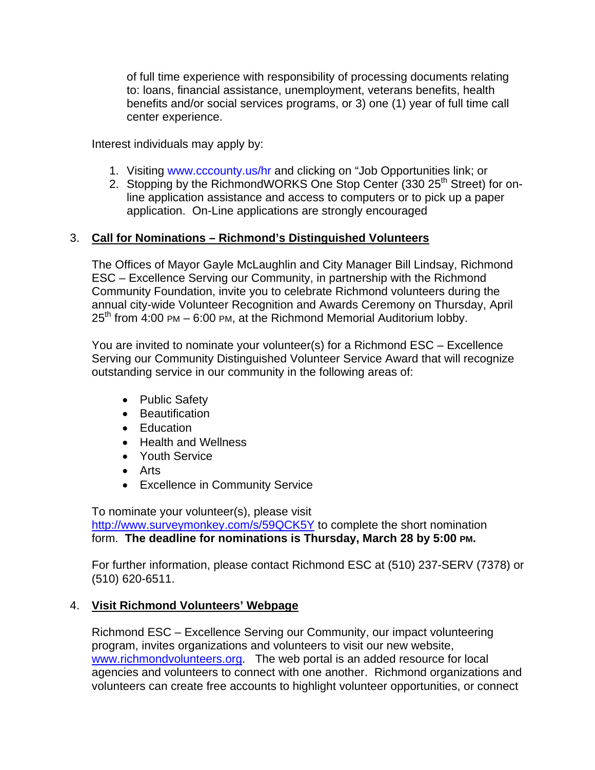of full time experience with responsibility of processing documents relating to: loans, financial assistance, unemployment, veterans benefits, health benefits and/or social services programs, or 3) one (1) year of full time call center experience.

Interest individuals may apply by:

1. Visiting www.cccounty.us/hr and clicking on "Job Opportunities link; or
2. Stopping by the RichmondWORKS One Stop Center (330 25th Street) for on-line application assistance and access to computers or to pick up a paper application. On-Line applications are strongly encouraged

3. **Call for Nominations – Richmond's Distinguished Volunteers**

The Offices of Mayor Gayle McLaughlin and City Manager Bill Lindsay, Richmond ESC – Excellence Serving our Community, in partnership with the Richmond Community Foundation, invite you to celebrate Richmond volunteers during the annual city-wide Volunteer Recognition and Awards Ceremony on Thursday, April 25th from 4:00 PM – 6:00 PM, at the Richmond Memorial Auditorium lobby.

You are invited to nominate your volunteer(s) for a Richmond ESC – Excellence Serving our Community Distinguished Volunteer Service Award that will recognize outstanding service in our community in the following areas of:

- Public Safety
- Beautification
- Education
- Health and Wellness
- Youth Service
- Arts
- Excellence in Community Service

To nominate your volunteer(s), please visit http://www.surveymonkey.com/s/59QCK5Y to complete the short nomination form. **The deadline for nominations is Thursday, March 28 by 5:00 PM.**

For further information, please contact Richmond ESC at (510) 237-SERV (7378) or (510) 620-6511.

4. **Visit Richmond Volunteers' Webpage**

Richmond ESC – Excellence Serving our Community, our impact volunteering program, invites organizations and volunteers to visit our new website, www.richmondvolunteers.org. The web portal is an added resource for local agencies and volunteers to connect with one another. Richmond organizations and volunteers can create free accounts to highlight volunteer opportunities, or connect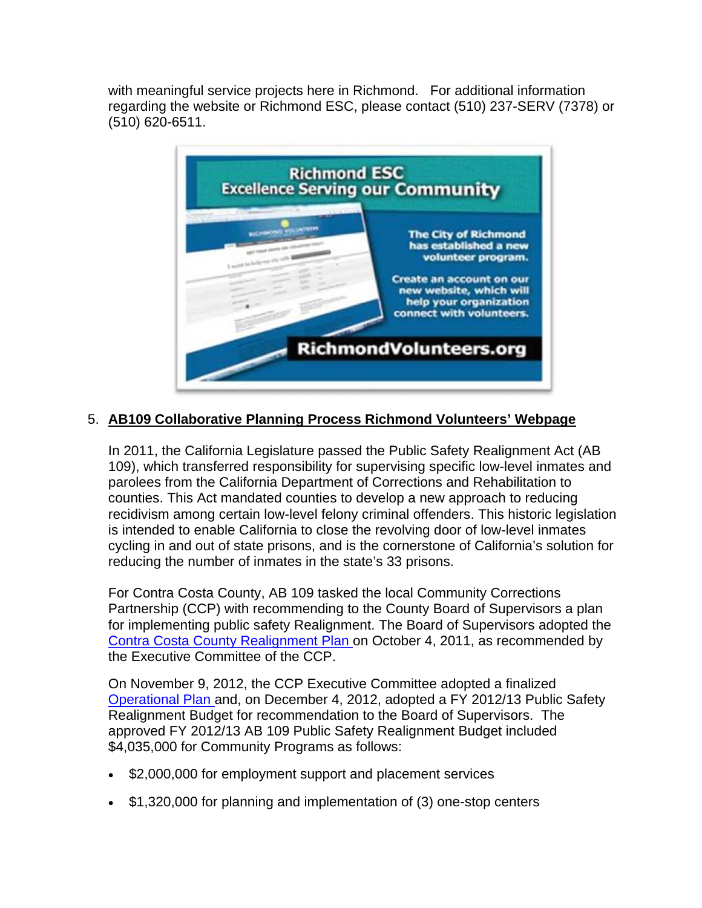with meaningful service projects here in Richmond. For additional information regarding the website or Richmond ESC, please contact (510) 237-SERV (7378) or (510) 620-6511.

5. **AB109 Collaborative Planning Process Richmond Volunteers' Webpage**

   In 2011, the California Legislature passed the Public Safety Realignment Act (AB 109), which transferred responsibility for supervising specific low-level inmates and parolees from the California Department of Corrections and Rehabilitation to counties. This Act mandated counties to develop a new approach to reducing recidivism among certain low-level felony criminal offenders. This historic legislation is intended to enable California to close the revolving door of low-level inmates cycling in and out of state prisons, and is the cornerstone of California's solution for reducing the number of inmates in the state's 33 prisons.

   For Contra Costa County, AB 109 tasked the local Community Corrections Partnership (CCP) with recommending to the County Board of Supervisors a plan for implementing public safety Realignment. The Board of Supervisors adopted the Contra Costa County Realignment Plan on October 4, 2011, as recommended by the Executive Committee of the CCP.

   On November 9, 2012, the CCP Executive Committee adopted a finalized Operational Plan and, on December 4, 2012, adopted a FY 2012/13 Public Safety Realignment Budget for recommendation to the Board of Supervisors. The approved FY 2012/13 AB 109 Public Safety Realignment Budget included $4,035,000 for Community Programs as follows:

   - $2,000,000 for employment support and placement services
   - $1,320,000 for planning and implementation of (3) one-stop centers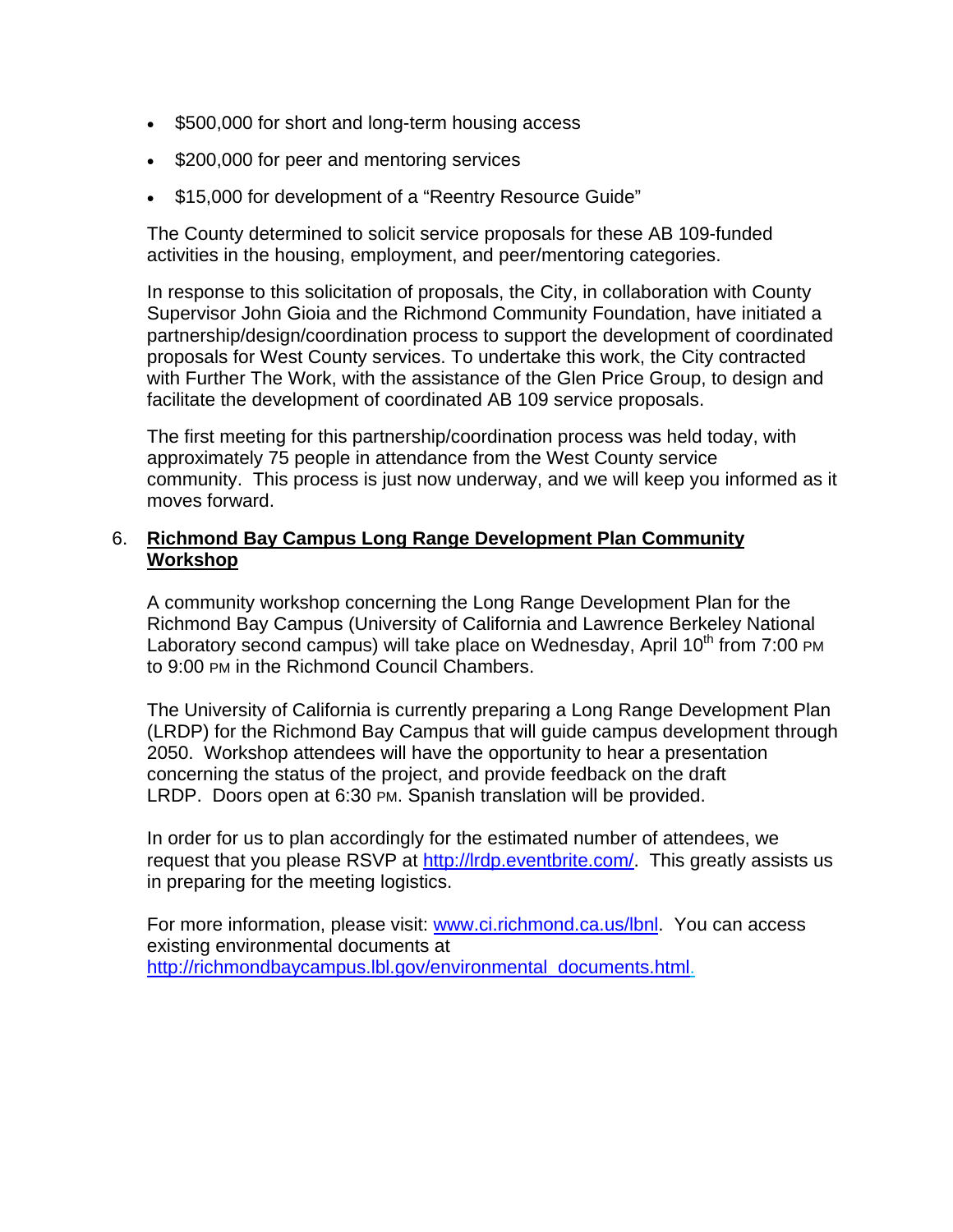- $500,000 for short and long-term housing access
- $200,000 for peer and mentoring services
- $15,000 for development of a "Reentry Resource Guide"

The County determined to solicit service proposals for these AB 109-funded activities in the housing, employment, and peer/mentoring categories.

In response to this solicitation of proposals, the City, in collaboration with County Supervisor John Gioia and the Richmond Community Foundation, have initiated a partnership/design/coordination process to support the development of coordinated proposals for West County services. To undertake this work, the City contracted with Further The Work, with the assistance of the Glen Price Group, to design and facilitate the development of coordinated AB 109 service proposals.

The first meeting for this partnership/coordination process was held today, with approximately 75 people in attendance from the West County service community. This process is just now underway, and we will keep you informed as it moves forward.

6. **Richmond Bay Campus Long Range Development Plan Community Workshop**

A community workshop concerning the Long Range Development Plan for the Richmond Bay Campus (University of California and Lawrence Berkeley National Laboratory second campus) will take place on Wednesday, April 10th from 7:00 PM to 9:00 PM in the Richmond Council Chambers.

The University of California is currently preparing a Long Range Development Plan (LRDP) for the Richmond Bay Campus that will guide campus development through 2050. Workshop attendees will have the opportunity to hear a presentation concerning the status of the project, and provide feedback on the draft LRDP. Doors open at 6:30 PM. Spanish translation will be provided.

In order for us to plan accordingly for the estimated number of attendees, we request that you please RSVP at http://lrdp.eventbrite.com/. This greatly assists us in preparing for the meeting logistics.

For more information, please visit: www.ci.richmond.ca.us/lbnl. You can access existing environmental documents at http://richmondbaycampus.lbl.gov/environmental_documents.html.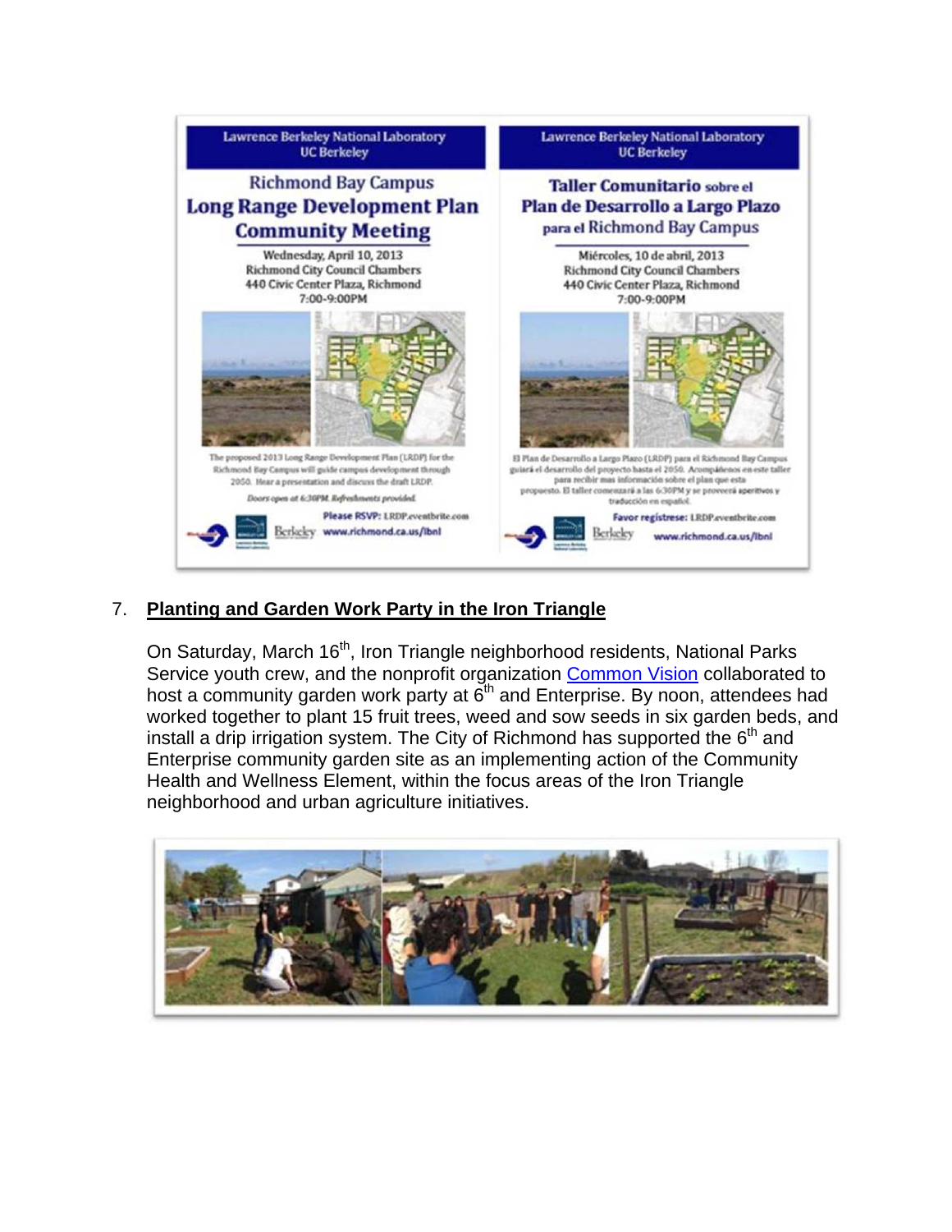Lawrence Berkeley National Laboratory
UC Berkeley

Richmond Bay Campus
**Long Range Development Plan Community Meeting**

Wednesday, April 10, 2013
Richmond City Council Chambers
440 Civic Center Plaza, Richmond
7:00-9:00PM

The proposed 2013 Long Range Development Plan (LRDP) for the Richmond Bay Campus will guide campus development through 2050. Hear a presentation and discuss the draft LRDP.

*Doors open at 6:30PM. Refreshments provided.*

**Please RSVP:** LRDP.eventbrite.com
www.richmond.ca.us/lbnl

Lawrence Berkeley National Laboratory
UC Berkeley

**Taller Comunitario sobre el Plan de Desarrollo a Largo Plazo para el Richmond Bay Campus**

Miércoles, 10 de abril, 2013
Richmond City Council Chambers
440 Civic Center Plaza, Richmond
7:00-9:00PM

El Plan de Desarrollo a Largo Plazo (LRDP) para el Richmond Bay Campus guiará el desarrollo del proyecto hasta el 2050. Acompáñenos en este taller para recibir mas información sobre el plan que esta propuesto. El taller comenzará a las 6:30PM y se proveerá aperitivos y traducción en español.

**Favor registrese:** LRDP.eventbrite.com
www.richmond.ca.us/lbnl

7. **Planting and Garden Work Party in the Iron Triangle**

On Saturday, March 16th, Iron Triangle neighborhood residents, National Parks Service youth crew, and the nonprofit organization Common Vision collaborated to host a community garden work party at 6th and Enterprise. By noon, attendees had worked together to plant 15 fruit trees, weed and sow seeds in six garden beds, and install a drip irrigation system. The City of Richmond has supported the 6th and Enterprise community garden site as an implementing action of the Community Health and Wellness Element, within the focus areas of the Iron Triangle neighborhood and urban agriculture initiatives.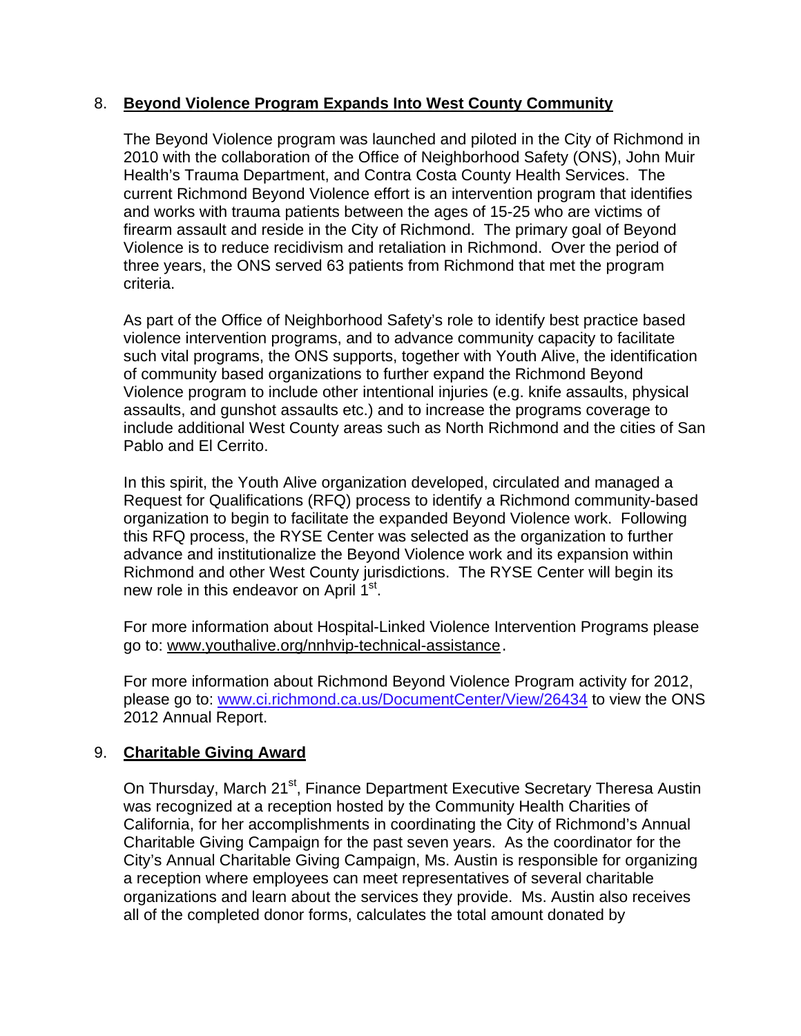8. **Beyond Violence Program Expands Into West County Community**

   The Beyond Violence program was launched and piloted in the City of Richmond in 2010 with the collaboration of the Office of Neighborhood Safety (ONS), John Muir Health's Trauma Department, and Contra Costa County Health Services. The current Richmond Beyond Violence effort is an intervention program that identifies and works with trauma patients between the ages of 15-25 who are victims of firearm assault and reside in the City of Richmond. The primary goal of Beyond Violence is to reduce recidivism and retaliation in Richmond. Over the period of three years, the ONS served 63 patients from Richmond that met the program criteria.

   As part of the Office of Neighborhood Safety's role to identify best practice based violence intervention programs, and to advance community capacity to facilitate such vital programs, the ONS supports, together with Youth Alive, the identification of community based organizations to further expand the Richmond Beyond Violence program to include other intentional injuries (e.g. knife assaults, physical assaults, and gunshot assaults etc.) and to increase the programs coverage to include additional West County areas such as North Richmond and the cities of San Pablo and El Cerrito.

   In this spirit, the Youth Alive organization developed, circulated and managed a Request for Qualifications (RFQ) process to identify a Richmond community-based organization to begin to facilitate the expanded Beyond Violence work. Following this RFQ process, the RYSE Center was selected as the organization to further advance and institutionalize the Beyond Violence work and its expansion within Richmond and other West County jurisdictions. The RYSE Center will begin its new role in this endeavor on April 1st.

   For more information about Hospital-Linked Violence Intervention Programs please go to: www.youthalive.org/nnhvip-technical-assistance.

   For more information about Richmond Beyond Violence Program activity for 2012, please go to: www.ci.richmond.ca.us/DocumentCenter/View/26434 to view the ONS 2012 Annual Report.

9. **Charitable Giving Award**

   On Thursday, March 21st, Finance Department Executive Secretary Theresa Austin was recognized at a reception hosted by the Community Health Charities of California, for her accomplishments in coordinating the City of Richmond's Annual Charitable Giving Campaign for the past seven years. As the coordinator for the City's Annual Charitable Giving Campaign, Ms. Austin is responsible for organizing a reception where employees can meet representatives of several charitable organizations and learn about the services they provide. Ms. Austin also receives all of the completed donor forms, calculates the total amount donated by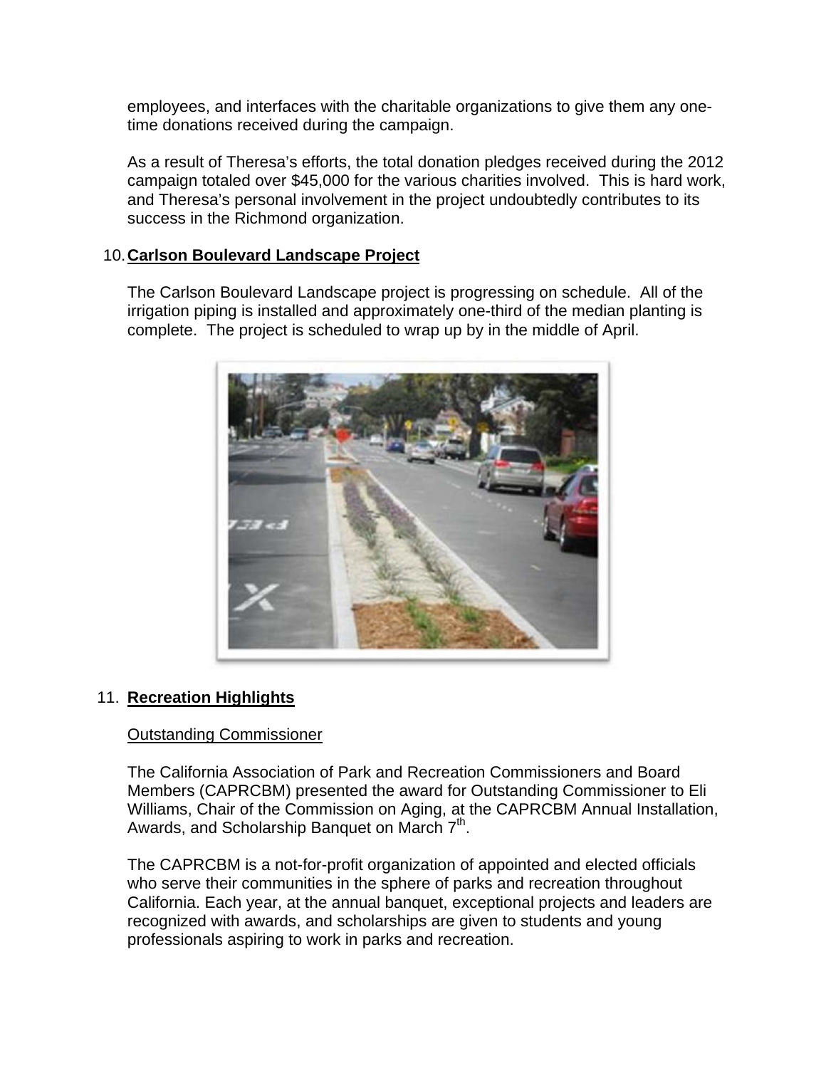employees, and interfaces with the charitable organizations to give them any one-time donations received during the campaign.

As a result of Theresa's efforts, the total donation pledges received during the 2012 campaign totaled over $45,000 for the various charities involved. This is hard work, and Theresa's personal involvement in the project undoubtedly contributes to its success in the Richmond organization.

10. **Carlson Boulevard Landscape Project**

The Carlson Boulevard Landscape project is progressing on schedule. All of the irrigation piping is installed and approximately one-third of the median planting is complete. The project is scheduled to wrap up by in the middle of April.

11. **Recreation Highlights**

Outstanding Commissioner

The California Association of Park and Recreation Commissioners and Board Members (CAPRCBM) presented the award for Outstanding Commissioner to Eli Williams, Chair of the Commission on Aging, at the CAPRCBM Annual Installation, Awards, and Scholarship Banquet on March 7th.

The CAPRCBM is a not-for-profit organization of appointed and elected officials who serve their communities in the sphere of parks and recreation throughout California. Each year, at the annual banquet, exceptional projects and leaders are recognized with awards, and scholarships are given to students and young professionals aspiring to work in parks and recreation.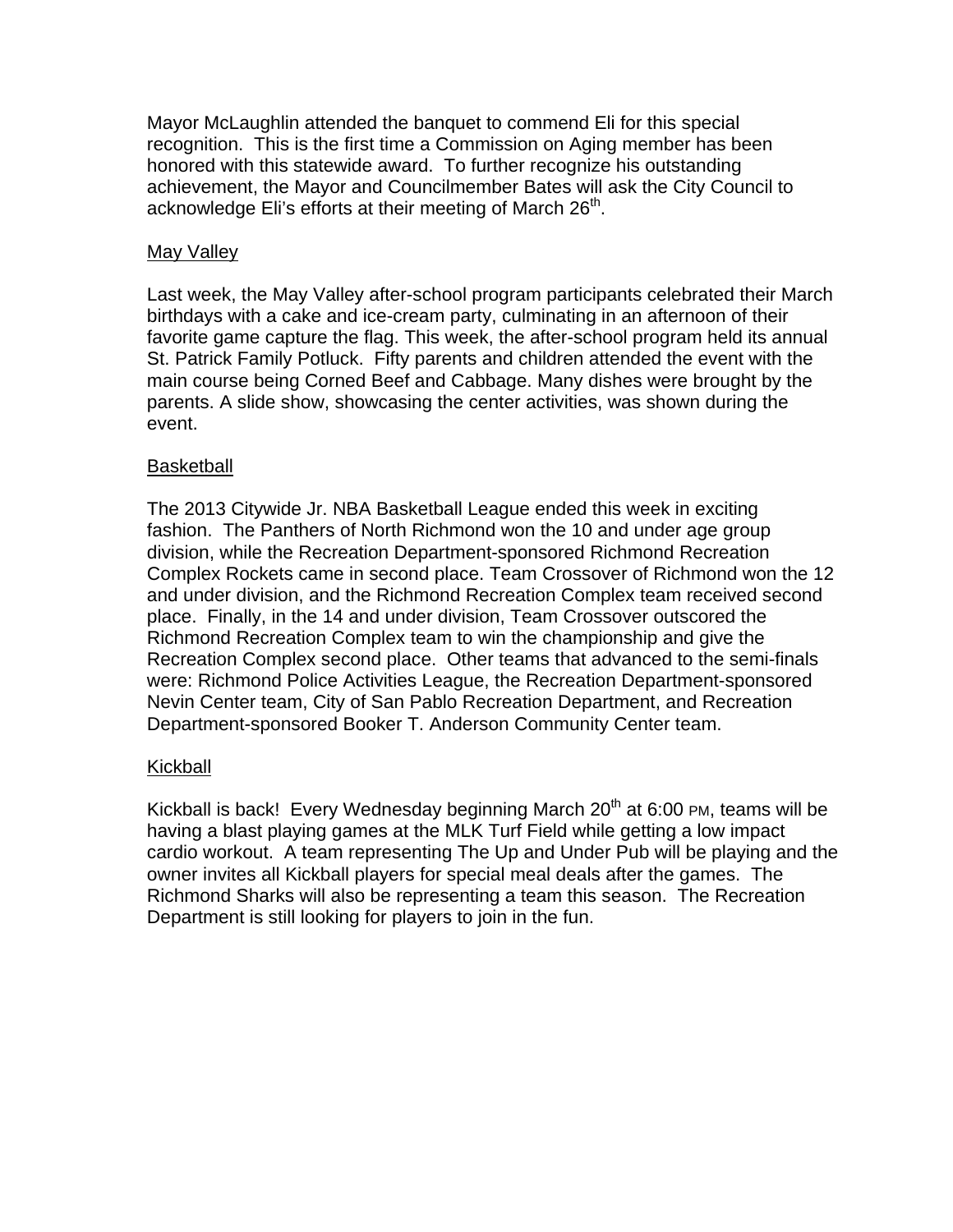Mayor McLaughlin attended the banquet to commend Eli for this special recognition. This is the first time a Commission on Aging member has been honored with this statewide award. To further recognize his outstanding achievement, the Mayor and Councilmember Bates will ask the City Council to acknowledge Eli's efforts at their meeting of March 26th.

May Valley

Last week, the May Valley after-school program participants celebrated their March birthdays with a cake and ice-cream party, culminating in an afternoon of their favorite game capture the flag. This week, the after-school program held its annual St. Patrick Family Potluck. Fifty parents and children attended the event with the main course being Corned Beef and Cabbage. Many dishes were brought by the parents. A slide show, showcasing the center activities, was shown during the event.

Basketball

The 2013 Citywide Jr. NBA Basketball League ended this week in exciting fashion. The Panthers of North Richmond won the 10 and under age group division, while the Recreation Department-sponsored Richmond Recreation Complex Rockets came in second place. Team Crossover of Richmond won the 12 and under division, and the Richmond Recreation Complex team received second place. Finally, in the 14 and under division, Team Crossover outscored the Richmond Recreation Complex team to win the championship and give the Recreation Complex second place. Other teams that advanced to the semi-finals were: Richmond Police Activities League, the Recreation Department-sponsored Nevin Center team, City of San Pablo Recreation Department, and Recreation Department-sponsored Booker T. Anderson Community Center team.

Kickball

Kickball is back! Every Wednesday beginning March 20th at 6:00 PM, teams will be having a blast playing games at the MLK Turf Field while getting a low impact cardio workout. A team representing The Up and Under Pub will be playing and the owner invites all Kickball players for special meal deals after the games. The Richmond Sharks will also be representing a team this season. The Recreation Department is still looking for players to join in the fun.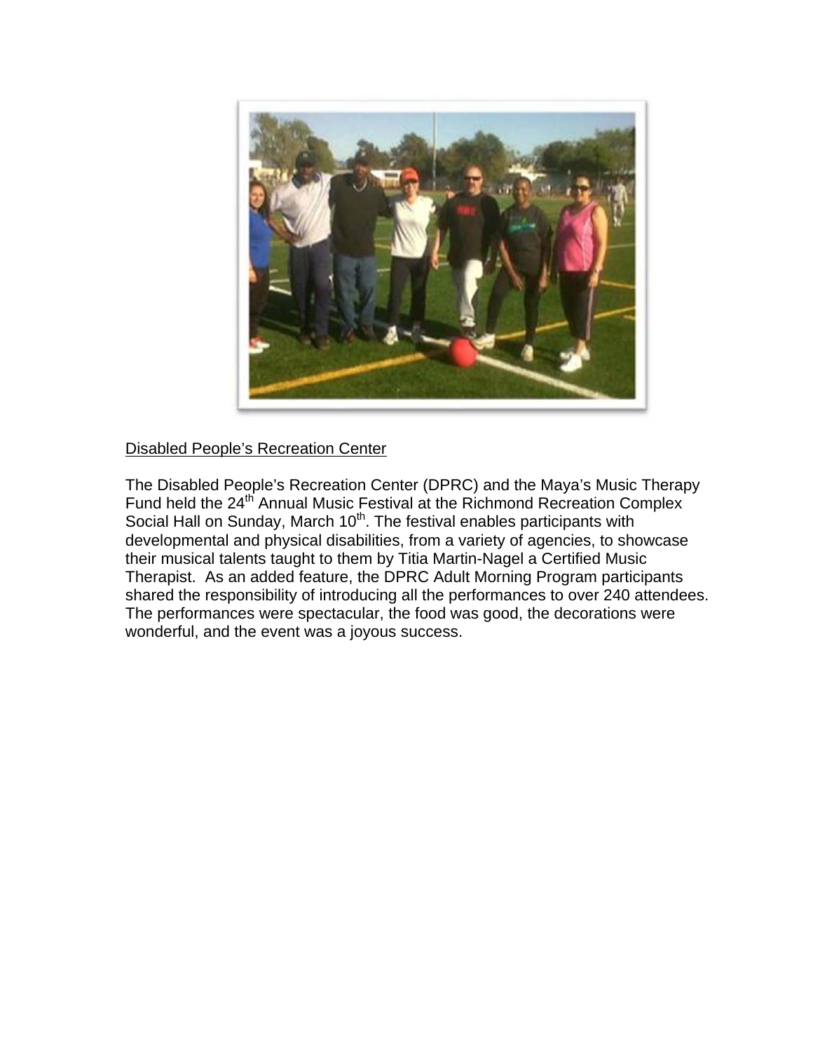Disabled People's Recreation Center

The Disabled People's Recreation Center (DPRC) and the Maya's Music Therapy Fund held the 24th Annual Music Festival at the Richmond Recreation Complex Social Hall on Sunday, March 10th. The festival enables participants with developmental and physical disabilities, from a variety of agencies, to showcase their musical talents taught to them by Titia Martin-Nagel a Certified Music Therapist. As an added feature, the DPRC Adult Morning Program participants shared the responsibility of introducing all the performances to over 240 attendees. The performances were spectacular, the food was good, the decorations were wonderful, and the event was a joyous success.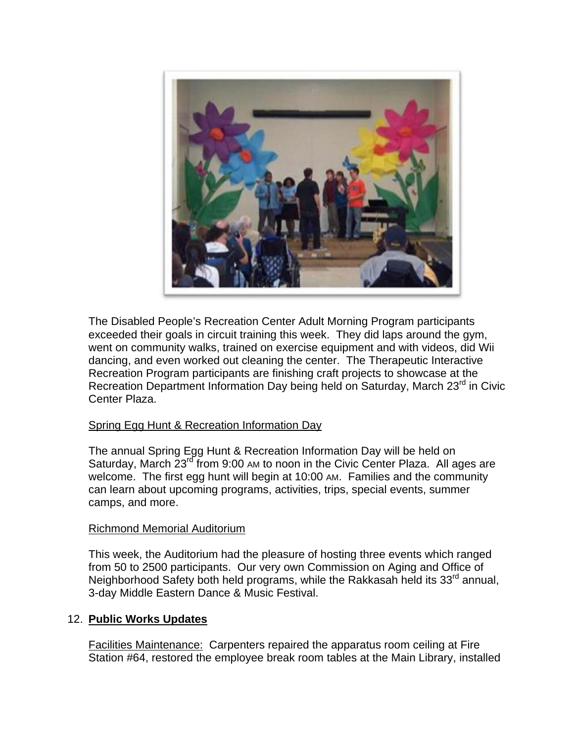The Disabled People's Recreation Center Adult Morning Program participants exceeded their goals in circuit training this week. They did laps around the gym, went on community walks, trained on exercise equipment and with videos, did Wii dancing, and even worked out cleaning the center. The Therapeutic Interactive Recreation Program participants are finishing craft projects to showcase at the Recreation Department Information Day being held on Saturday, March 23rd in Civic Center Plaza.

<u>Spring Egg Hunt & Recreation Information Day</u>

The annual Spring Egg Hunt & Recreation Information Day will be held on Saturday, March 23rd from 9:00 AM to noon in the Civic Center Plaza. All ages are welcome. The first egg hunt will begin at 10:00 AM. Families and the community can learn about upcoming programs, activities, trips, special events, summer camps, and more.

<u>Richmond Memorial Auditorium</u>

This week, the Auditorium had the pleasure of hosting three events which ranged from 50 to 2500 participants. Our very own Commission on Aging and Office of Neighborhood Safety both held programs, while the Rakkasah held its 33rd annual, 3-day Middle Eastern Dance & Music Festival.

12. **Public Works Updates**

<u>Facilities Maintenance:</u> Carpenters repaired the apparatus room ceiling at Fire Station #64, restored the employee break room tables at the Main Library, installed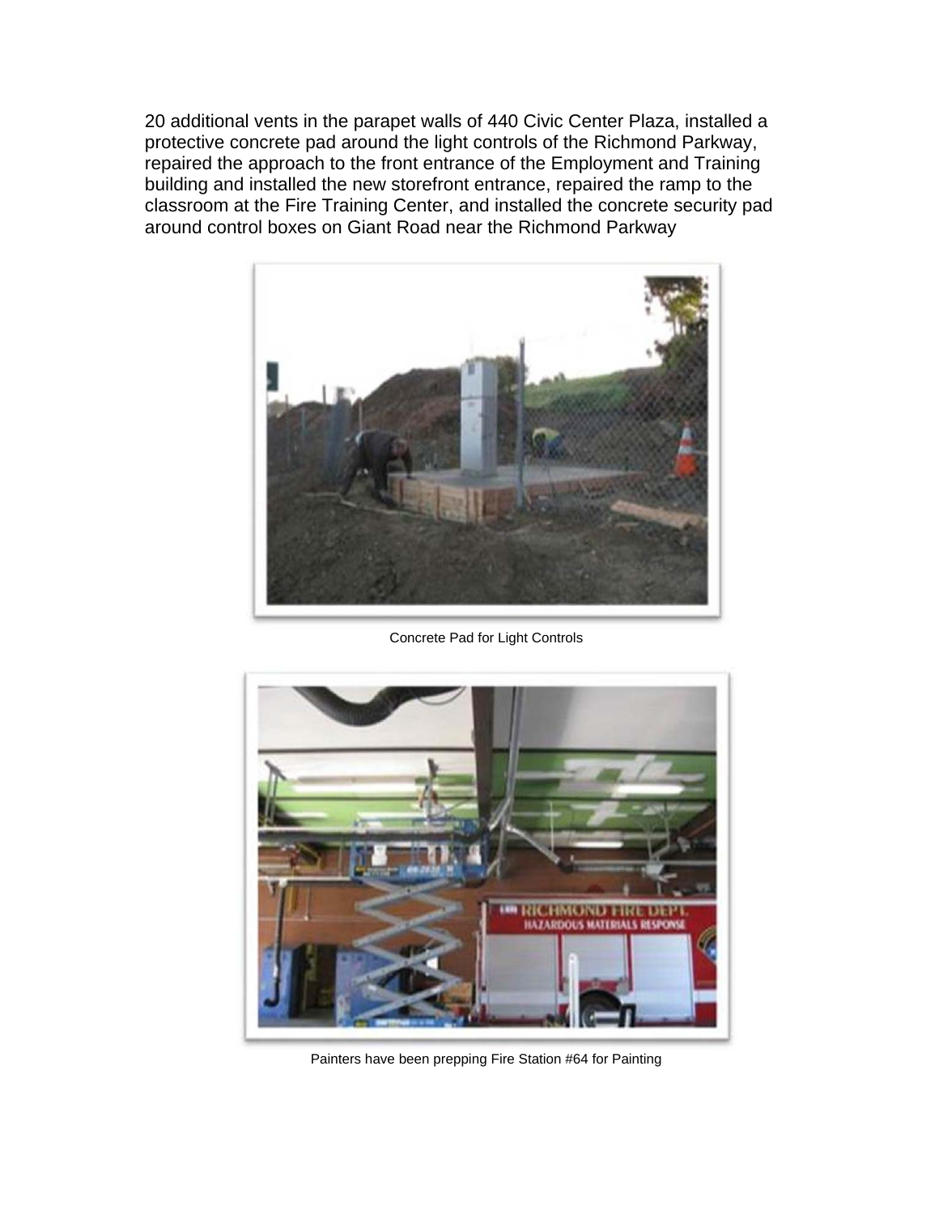20 additional vents in the parapet walls of 440 Civic Center Plaza, installed a protective concrete pad around the light controls of the Richmond Parkway, repaired the approach to the front entrance of the Employment and Training building and installed the new storefront entrance, repaired the ramp to the classroom at the Fire Training Center, and installed the concrete security pad around control boxes on Giant Road near the Richmond Parkway

Concrete Pad for Light Controls

Painters have been prepping Fire Station #64 for Painting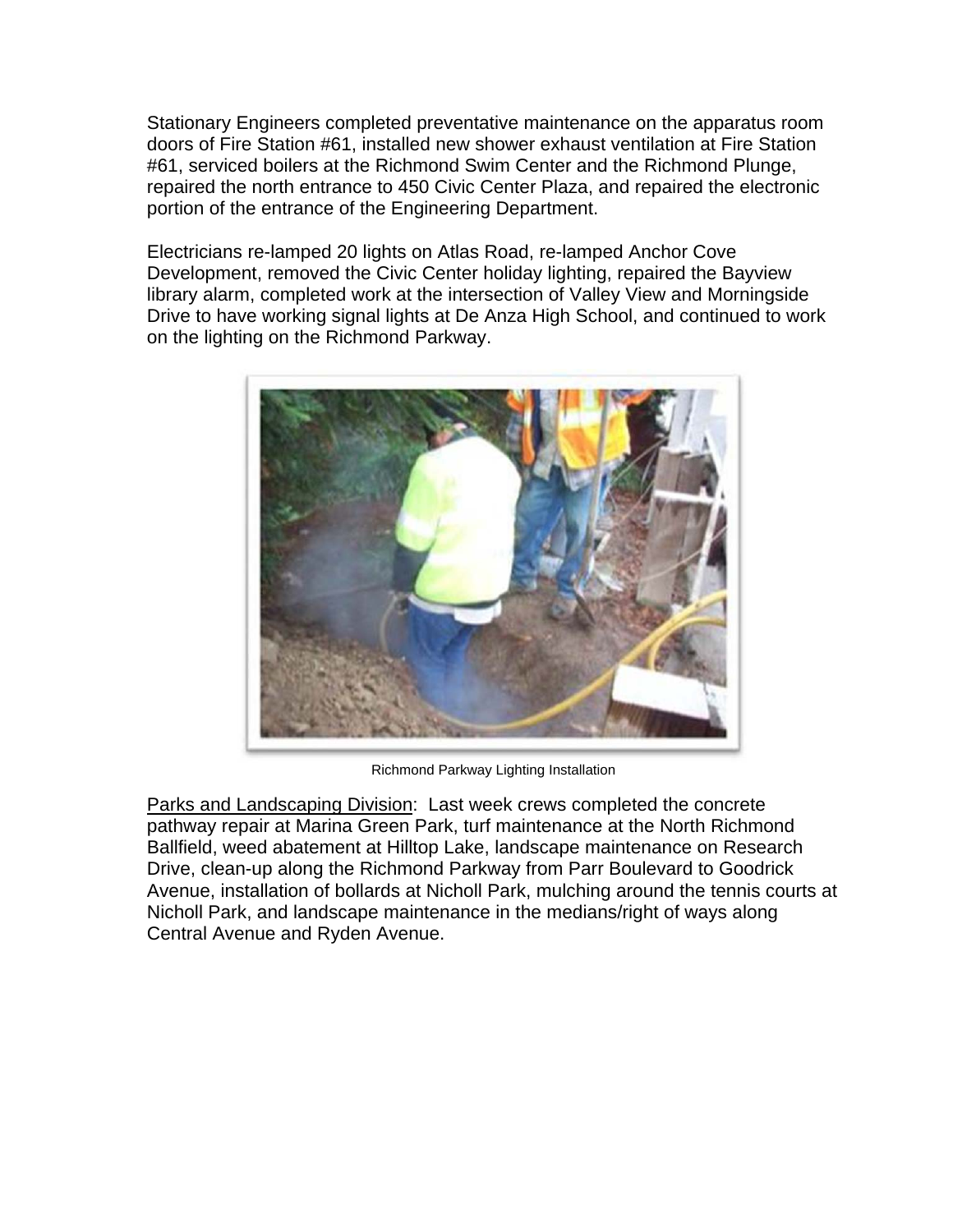Stationary Engineers completed preventative maintenance on the apparatus room doors of Fire Station #61, installed new shower exhaust ventilation at Fire Station #61, serviced boilers at the Richmond Swim Center and the Richmond Plunge, repaired the north entrance to 450 Civic Center Plaza, and repaired the electronic portion of the entrance of the Engineering Department.

Electricians re-lamped 20 lights on Atlas Road, re-lamped Anchor Cove Development, removed the Civic Center holiday lighting, repaired the Bayview library alarm, completed work at the intersection of Valley View and Morningside Drive to have working signal lights at De Anza High School, and continued to work on the lighting on the Richmond Parkway.

Richmond Parkway Lighting Installation

<u>Parks and Landscaping Division</u>: Last week crews completed the concrete pathway repair at Marina Green Park, turf maintenance at the North Richmond Ballfield, weed abatement at Hilltop Lake, landscape maintenance on Research Drive, clean-up along the Richmond Parkway from Parr Boulevard to Goodrick Avenue, installation of bollards at Nicholl Park, mulching around the tennis courts at Nicholl Park, and landscape maintenance in the medians/right of ways along Central Avenue and Ryden Avenue.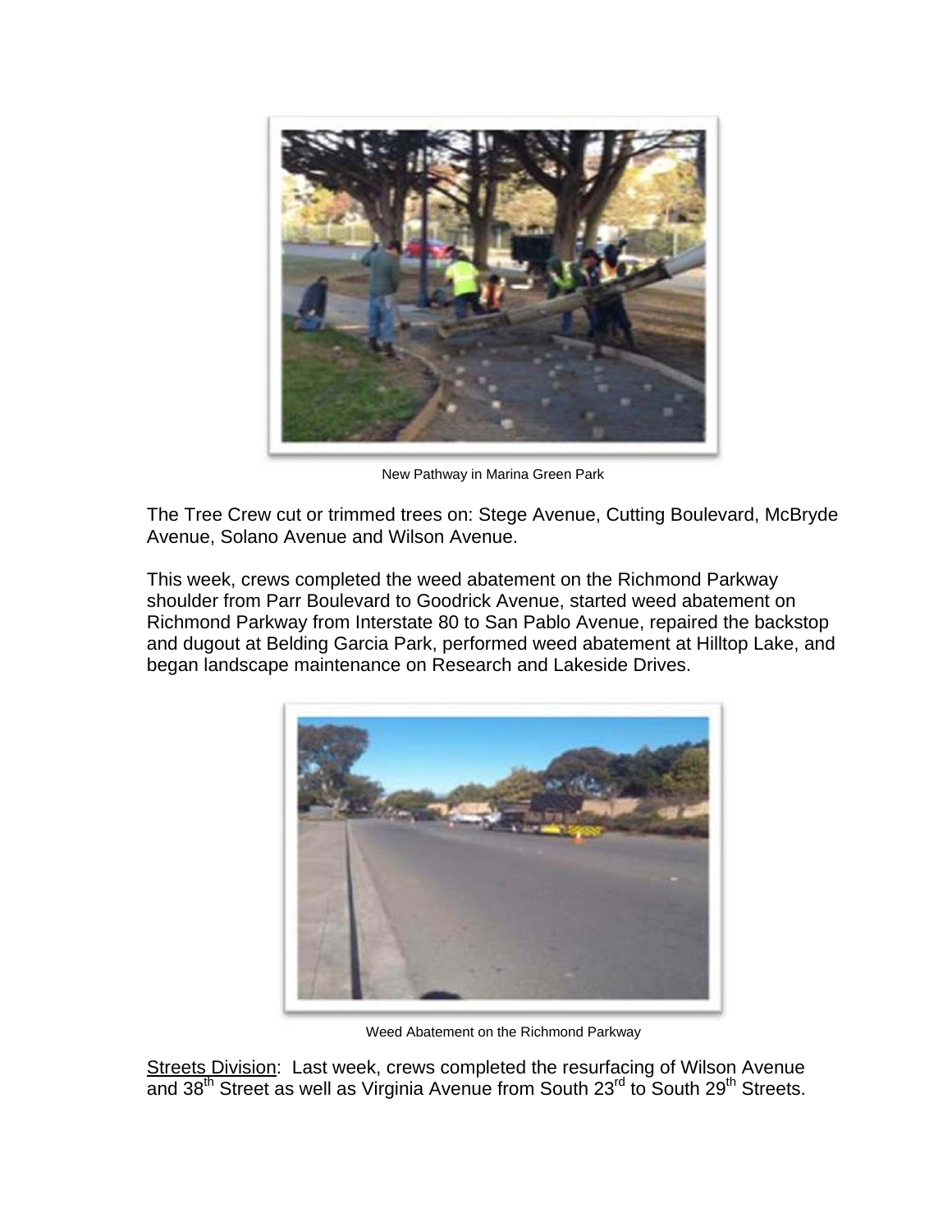New Pathway in Marina Green Park

The Tree Crew cut or trimmed trees on: Stege Avenue, Cutting Boulevard, McBryde Avenue, Solano Avenue and Wilson Avenue.

This week, crews completed the weed abatement on the Richmond Parkway shoulder from Parr Boulevard to Goodrick Avenue, started weed abatement on Richmond Parkway from Interstate 80 to San Pablo Avenue, repaired the backstop and dugout at Belding Garcia Park, performed weed abatement at Hilltop Lake, and began landscape maintenance on Research and Lakeside Drives.

Weed Abatement on the Richmond Parkway

Streets Division: Last week, crews completed the resurfacing of Wilson Avenue and 38th Street as well as Virginia Avenue from South 23rd to South 29th Streets.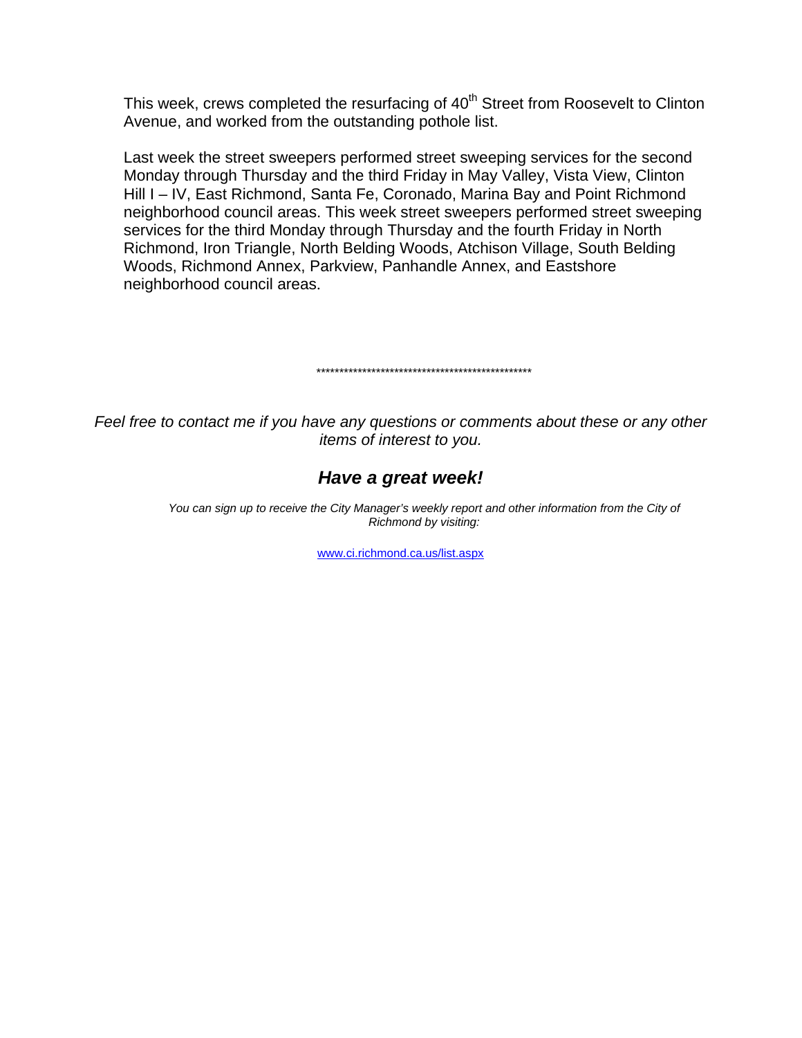This week, crews completed the resurfacing of 40th Street from Roosevelt to Clinton Avenue, and worked from the outstanding pothole list.

Last week the street sweepers performed street sweeping services for the second Monday through Thursday and the third Friday in May Valley, Vista View, Clinton Hill I – IV, East Richmond, Santa Fe, Coronado, Marina Bay and Point Richmond neighborhood council areas. This week street sweepers performed street sweeping services for the third Monday through Thursday and the fourth Friday in North Richmond, Iron Triangle, North Belding Woods, Atchison Village, South Belding Woods, Richmond Annex, Parkview, Panhandle Annex, and Eastshore neighborhood council areas.

************************************************

*Feel free to contact me if you have any questions or comments about these or any other items of interest to you.*

***Have a great week!***

*You can sign up to receive the City Manager's weekly report and other information from the City of Richmond by visiting:*

www.ci.richmond.ca.us/list.aspx